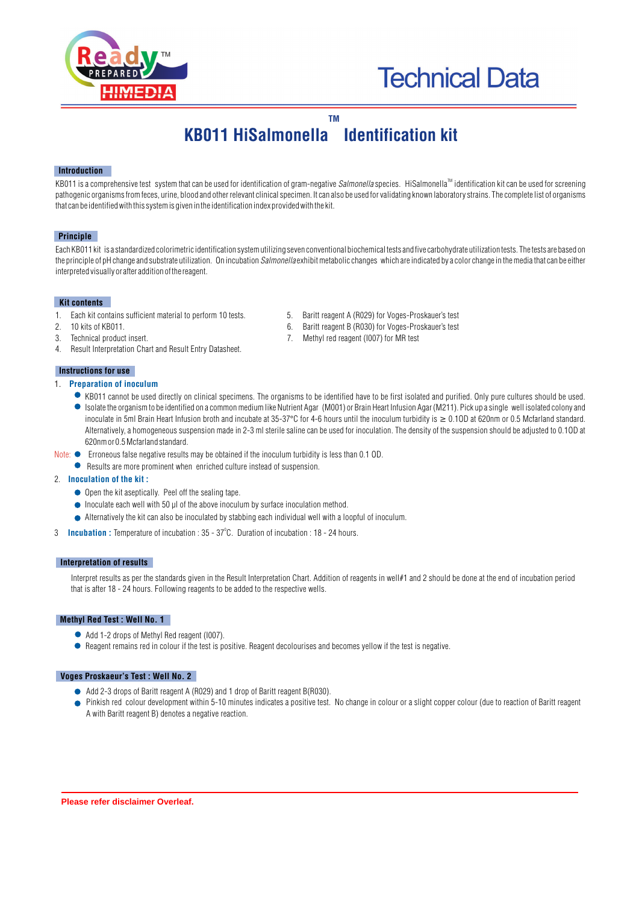# Technical Data

## KB011 HiSalmonella™ Identification kit

### Introduction

KB011 is a comprehensive test system that can be used for identification of gram-negative *Salmonella* species. HiSalmonella™ identification kit can be used for screening pathogenic organisms from feces, urine, blood and other relevant clinical specimen. It can also be used for validating known laboratory strains. The complete list of organisms that can be identified with this system is given in the identification index provided with the kit.

### Principle

Each KB011 kit is a standardized colorimetric identification system utilizing seven conventional biochemical tests and five carbohydrate utilization tests. The tests are based on the principle of pH change and substrate utilization. On incubation *Salmonella* exhibit metabolic changes which are indicated by a color change in the media that can be either interpreted visually or after addition of the reagent.

### Kit contents

1. Each kit contains sufficient material to perform 10 tests.
2. 10 kits of KB011.
3. Technical product insert.
4. Result Interpretation Chart and Result Entry Datasheet.
5. Baritt reagent A (R029) for Voges-Proskauer's test
6. Baritt reagent B (R030) for Voges-Proskauer's test
7. Methyl red reagent (I007) for MR test

### Instructions for use

1. **Preparation of inoculum**
   - KB011 cannot be used directly on clinical specimens. The organisms to be identified have to be first isolated and purified. Only pure cultures should be used.
   - Isolate the organism to be identified on a common medium like Nutrient Agar (M001) or Brain Heart Infusion Agar (M211). Pick up a single well isolated colony and inoculate in 5ml Brain Heart Infusion broth and incubate at 35-37°C for 4-6 hours until the inoculum turbidity is ≥ 0.1OD at 620nm or 0.5 Mcfarland standard. Alternatively, a homogeneous suspension made in 2-3 ml sterile saline can be used for inoculation. The density of the suspension should be adjusted to 0.1OD at 620nm or 0.5 Mcfarland standard.

Note:
- Erroneous false negative results may be obtained if the inoculum turbidity is less than 0.1 OD.
- Results are more prominent when enriched culture instead of suspension.

2. **Inoculation of the kit :**
   - Open the kit aseptically. Peel off the sealing tape.
   - Inoculate each well with 50 µl of the above inoculum by surface inoculation method.
   - Alternatively the kit can also be inoculated by stabbing each individual well with a loopful of inoculum.

3. **Incubation :** Temperature of incubation : 35 - 37°C. Duration of incubation : 18 - 24 hours.

### Interpretation of results

Interpret results as per the standards given in the Result Interpretation Chart. Addition of reagents in well#1 and 2 should be done at the end of incubation period that is after 18 - 24 hours. Following reagents to be added to the respective wells.

### Methyl Red Test : Well No. 1

- Add 1-2 drops of Methyl Red reagent (I007).
- Reagent remains red in colour if the test is positive. Reagent decolourises and becomes yellow if the test is negative.

### Voges Proskaeur's Test : Well No. 2

- Add 2-3 drops of Baritt reagent A (R029) and 1 drop of Baritt reagent B(R030).
- Pinkish red colour development within 5-10 minutes indicates a positive test. No change in colour or a slight copper colour (due to reaction of Baritt reagent A with Baritt reagent B) denotes a negative reaction.

**Please refer disclaimer Overleaf.**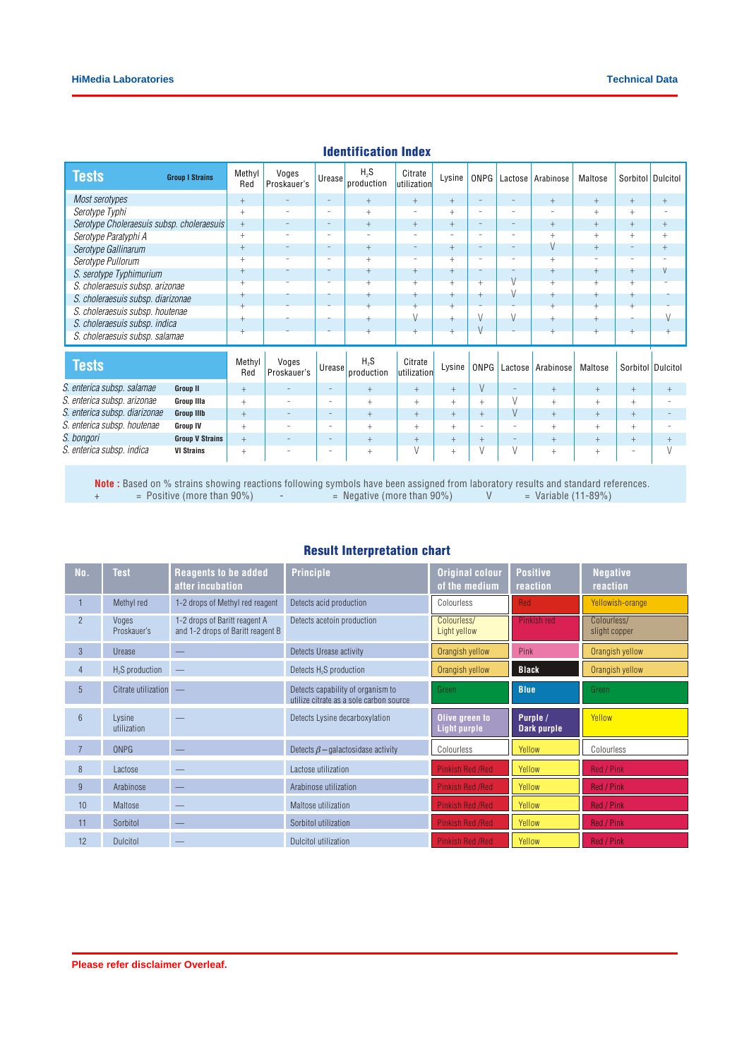## Identification Index

| Tests — Group I Strains | Methyl Red | Voges Proskauer's | Urease | $H_2S$ production | Citrate utilization | Lysine | ONPG | Lactose | Arabinose | Maltose | Sorbitol | Dulcitol |
|---|---|---|---|---|---|---|---|---|---|---|---|---|
| *Most serotypes* | + | - | - | + | + | + | - | - | + | + | + | + |
| *Serotype Typhi* | + | - | - | + | - | + | - | - | - | + | + | - |
| *Serotype Choleraesuis subsp. choleraesuis* | + | - | - | + | + | + | - | - | + | + | + | + |
| *Serotype Paratyphi A* | + | - | - | - | - | - | - | - | + | + | + | + |
| *Serotype Gallinarum* | + | - | - | + | - | + | - | - | V | + | - | + |
| *Serotype Pullorum* | + | - | - | + | - | + | - | - | + | - | - | - |
| *S. serotype Typhimurium* | + | - | - | + | + | + | - | - | + | + | + | V |
| *S. choleraesuis subsp. arizonae* | + | - | - | + | + | + | + | V | + | + | + | - |
| *S. choleraesuis subsp. diarizonae* | + | - | - | + | + | + | + | V | + | + | + | - |
| *S. choleraesuis subsp. houtenae* | + | - | - | + | + | + | - | - | + | + | + | - |
| *S. choleraesuis subsp. indica* | + | - | - | + | V | + | V | V | + | + | - | V |
| *S. choleraesuis subsp. salamae* | + | - | - | + | + | + | V | - | + | + | + | + |

| Tests | | Methyl Red | Voges Proskauer's | Urease | $H_2S$ production | Citrate utilization | Lysine | ONPG | Lactose | Arabinose | Maltose | Sorbitol | Dulcitol |
|---|---|---|---|---|---|---|---|---|---|---|---|---|---|
| *S. enterica subsp. salamae* | Group II | + | - | - | + | + | + | V | - | + | + | + | + |
| *S. enterica subsp. arizonae* | Group IIIa | + | - | - | + | + | + | + | V | + | + | + | - |
| *S. enterica subsp. diarizonae* | Group IIIb | + | - | - | + | + | + | + | V | + | + | + | - |
| *S. enterica subsp. houtenae* | Group IV | + | - | - | + | + | + | - | - | + | + | + | - |
| *S. bongori* | Group V Strains | + | - | - | + | + | + | + | - | + | + | + | + |
| *S. enterica subsp. indica* | VI Strains | + | - | - | + | V | + | V | V | + | + | - | V |

**Note :** Based on % strains showing reactions following symbols have been assigned from laboratory results and standard references.
+ = Positive (more than 90%) - = Negative (more than 90%) V = Variable (11-89%)

## Result Interpretation chart

| No. | Test | Reagents to be added after incubation | Principle | Original colour of the medium | Positive reaction | Negative reaction |
|---|---|---|---|---|---|---|
| 1 | Methyl red | 1-2 drops of Methyl red reagent | Detects acid production | Colourless | Red | Yellowish-orange |
| 2 | Voges Proskauer's | 1-2 drops of Baritt reagent A and 1-2 drops of Baritt reagent B | Detects acetoin production | Colourless/ Light yellow | Pinkish red | Colourless/ slight copper |
| 3 | Urease | — | Detects Urease activity | Orangish yellow | Pink | Orangish yellow |
| 4 | $H_2S$ production | — | Detects $H_2S$ production | Orangish yellow | Black | Orangish yellow |
| 5 | Citrate utilization | — | Detects capability of organism to utilize citrate as a sole carbon source | Green | Blue | Green |
| 6 | Lysine utilization | — | Detects Lysine decarboxylation | Olive green to Light purple | Purple / Dark purple | Yellow |
| 7 | ONPG | — | Detects $\beta$ – galactosidase activity | Colourless | Yellow | Colourless |
| 8 | Lactose | — | Lactose utilization | Pinkish Red /Red | Yellow | Red / Pink |
| 9 | Arabinose | — | Arabinose utilization | Pinkish Red /Red | Yellow | Red / Pink |
| 10 | Maltose | — | Maltose utilization | Pinkish Red /Red | Yellow | Red / Pink |
| 11 | Sorbitol | — | Sorbitol utilization | Pinkish Red /Red | Yellow | Red / Pink |
| 12 | Dulcitol | — | Dulcitol utilization | Pinkish Red /Red | Yellow | Red / Pink |

**Please refer disclaimer Overleaf.**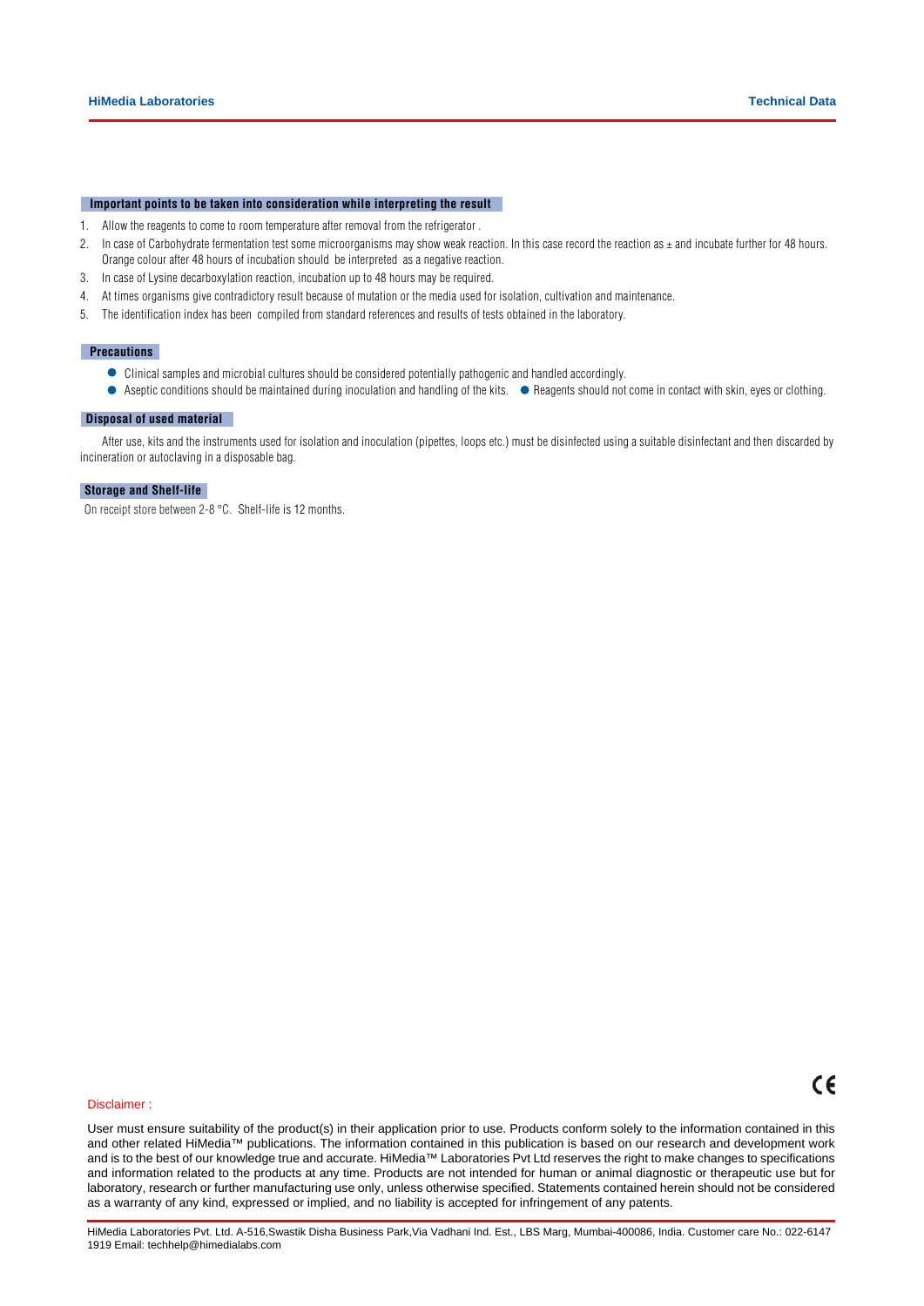## Important points to be taken into consideration while interpreting the result

1. Allow the reagents to come to room temperature after removal from the refrigerator .
2. In case of Carbohydrate fermentation test some microorganisms may show weak reaction. In this case record the reaction as ± and incubate further for 48 hours. Orange colour after 48 hours of incubation should be interpreted as a negative reaction.
3. In case of Lysine decarboxylation reaction, incubation up to 48 hours may be required.
4. At times organisms give contradictory result because of mutation or the media used for isolation, cultivation and maintenance.
5. The identification index has been compiled from standard references and results of tests obtained in the laboratory.

## Precautions

- Clinical samples and microbial cultures should be considered potentially pathogenic and handled accordingly.
- Aseptic conditions should be maintained during inoculation and handling of the kits.
- Reagents should not come in contact with skin, eyes or clothing.

## Disposal of used material

After use, kits and the instruments used for isolation and inoculation (pipettes, loops etc.) must be disinfected using a suitable disinfectant and then discarded by incineration or autoclaving in a disposable bag.

## Storage and Shelf-life

On receipt store between 2-8 °C. Shelf-life is 12 months.

CE

Disclaimer :

User must ensure suitability of the product(s) in their application prior to use. Products conform solely to the information contained in this and other related HiMedia™ publications. The information contained in this publication is based on our research and development work and is to the best of our knowledge true and accurate. HiMedia™ Laboratories Pvt Ltd reserves the right to make changes to specifications and information related to the products at any time. Products are not intended for human or animal diagnostic or therapeutic use but for laboratory, research or further manufacturing use only, unless otherwise specified. Statements contained herein should not be considered as a warranty of any kind, expressed or implied, and no liability is accepted for infringement of any patents.

HiMedia Laboratories Pvt. Ltd. A-516,Swastik Disha Business Park,Via Vadhani Ind. Est., LBS Marg, Mumbai-400086, India. Customer care No.: 022-6147 1919 Email: techhelp@himedialabs.com